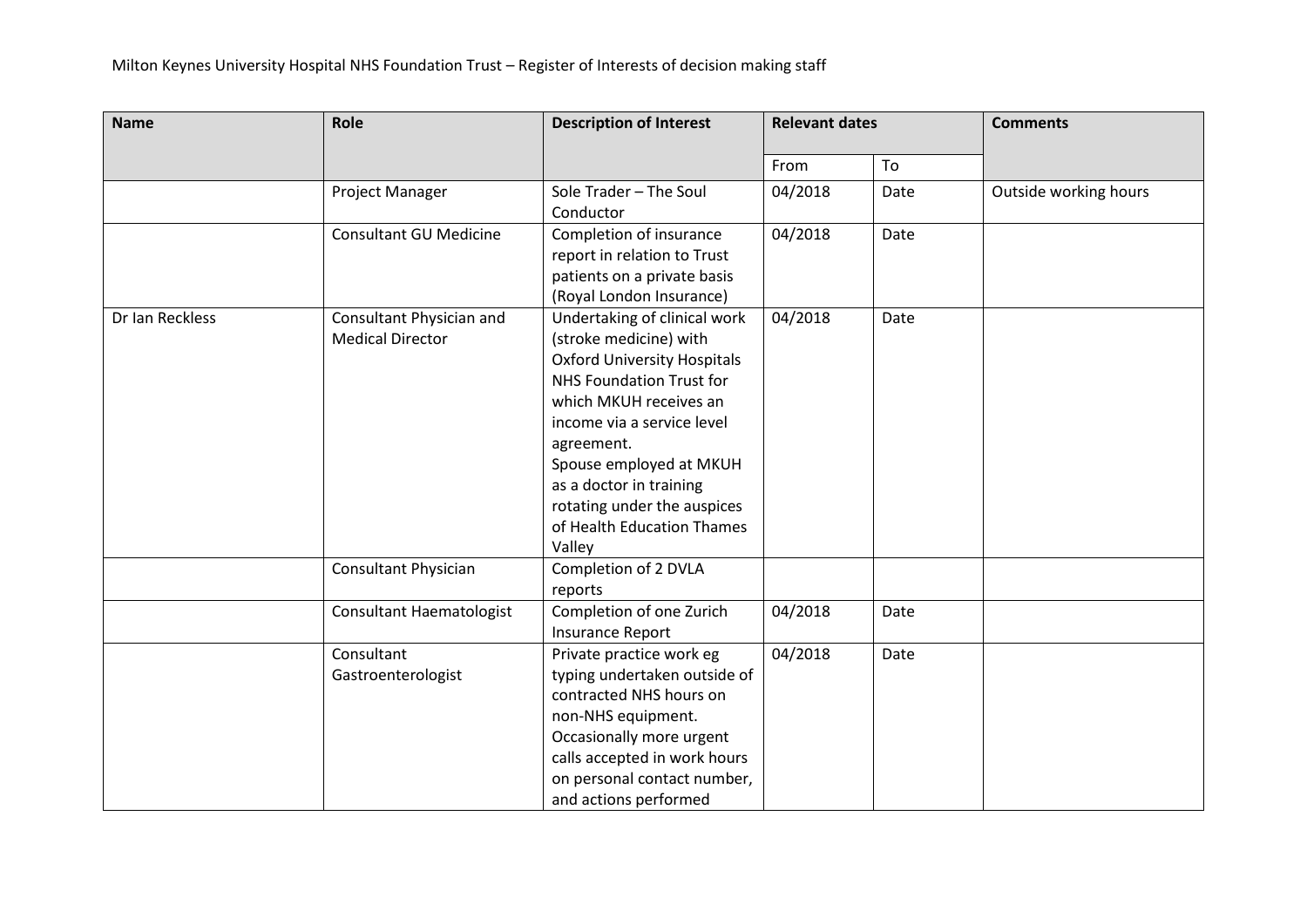Milton Keynes University Hospital NHS Foundation Trust – Register of Interests of decision making staff

| Name | Role | Description of Interest | Relevant dates | | Comments |
|---|---|---|---|---|---|
| | | | From | To | |
| | Project Manager | Sole Trader – The Soul Conductor | 04/2018 | Date | Outside working hours |
| | Consultant GU Medicine | Completion of insurance report in relation to Trust patients on a private basis (Royal London Insurance) | 04/2018 | Date | |
| Dr Ian Reckless | Consultant Physician and Medical Director | Undertaking of clinical work (stroke medicine) with Oxford University Hospitals NHS Foundation Trust for which MKUH receives an income via a service level agreement.<br>Spouse employed at MKUH as a doctor in training rotating under the auspices of Health Education Thames Valley | 04/2018 | Date | |
| | Consultant Physician | Completion of 2 DVLA reports | | | |
| | Consultant Haematologist | Completion of one Zurich Insurance Report | 04/2018 | Date | |
| | Consultant Gastroenterologist | Private practice work eg typing undertaken outside of contracted NHS hours on non-NHS equipment. Occasionally more urgent calls accepted in work hours on personal contact number, and actions performed | 04/2018 | Date | |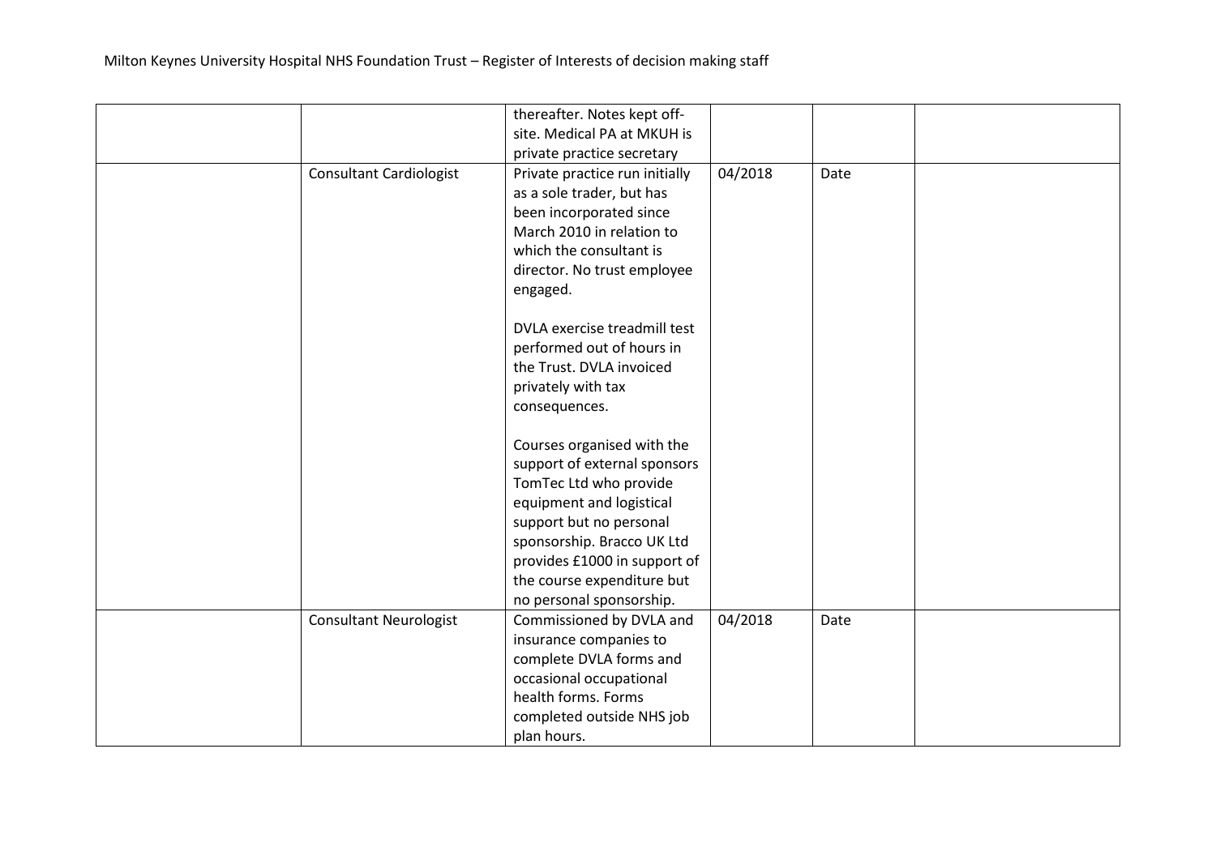Milton Keynes University Hospital NHS Foundation Trust – Register of Interests of decision making staff

| | | | | | |
|---|---|---|---|---|---|
| | | thereafter. Notes kept off-site. Medical PA at MKUH is private practice secretary | | | |
| | Consultant Cardiologist | Private practice run initially as a sole trader, but has been incorporated since March 2010 in relation to which the consultant is director. No trust employee engaged.<br><br>DVLA exercise treadmill test performed out of hours in the Trust. DVLA invoiced privately with tax consequences.<br><br>Courses organised with the support of external sponsors TomTec Ltd who provide equipment and logistical support but no personal sponsorship. Bracco UK Ltd provides £1000 in support of the course expenditure but no personal sponsorship. | 04/2018 | Date | |
| | Consultant Neurologist | Commissioned by DVLA and insurance companies to complete DVLA forms and occasional occupational health forms. Forms completed outside NHS job plan hours. | 04/2018 | Date | |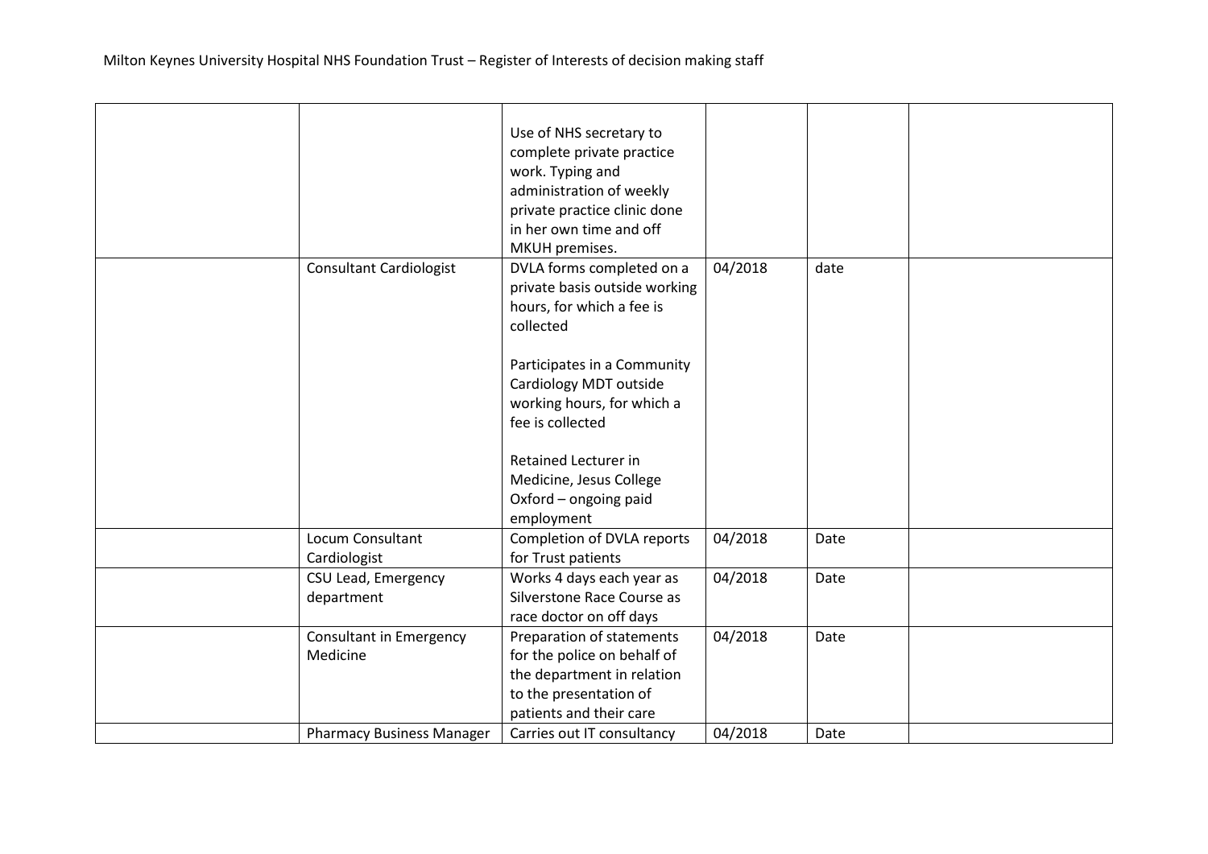Milton Keynes University Hospital NHS Foundation Trust – Register of Interests of decision making staff

| | | | | | |
|---|---|---|---|---|---|
| | | Use of NHS secretary to complete private practice work. Typing and administration of weekly private practice clinic done in her own time and off MKUH premises. | | | |
| | Consultant Cardiologist | DVLA forms completed on a private basis outside working hours, for which a fee is collected<br><br>Participates in a Community Cardiology MDT outside working hours, for which a fee is collected<br><br>Retained Lecturer in Medicine, Jesus College Oxford – ongoing paid employment | 04/2018 | date | |
| | Locum Consultant Cardiologist | Completion of DVLA reports for Trust patients | 04/2018 | Date | |
| | CSU Lead, Emergency department | Works 4 days each year as Silverstone Race Course as race doctor on off days | 04/2018 | Date | |
| | Consultant in Emergency Medicine | Preparation of statements for the police on behalf of the department in relation to the presentation of patients and their care | 04/2018 | Date | |
| | Pharmacy Business Manager | Carries out IT consultancy | 04/2018 | Date | |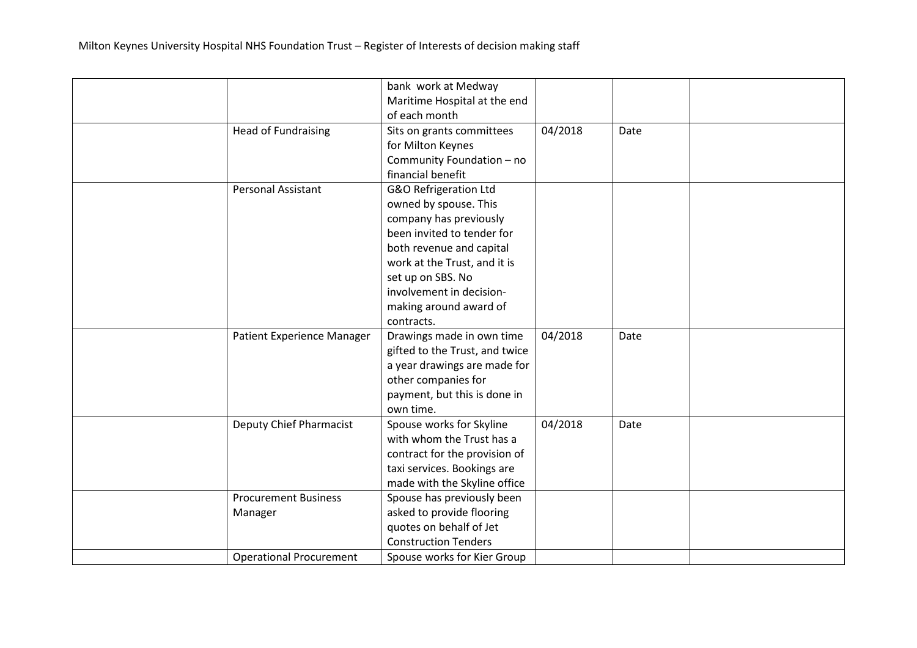Milton Keynes University Hospital NHS Foundation Trust – Register of Interests of decision making staff

| | | | | | |
|---|---|---|---|---|---|
| | | bank work at Medway Maritime Hospital at the end of each month | | | |
| | Head of Fundraising | Sits on grants committees for Milton Keynes Community Foundation – no financial benefit | 04/2018 | Date | |
| | Personal Assistant | G&O Refrigeration Ltd owned by spouse. This company has previously been invited to tender for both revenue and capital work at the Trust, and it is set up on SBS. No involvement in decision-making around award of contracts. | | | |
| | Patient Experience Manager | Drawings made in own time gifted to the Trust, and twice a year drawings are made for other companies for payment, but this is done in own time. | 04/2018 | Date | |
| | Deputy Chief Pharmacist | Spouse works for Skyline with whom the Trust has a contract for the provision of taxi services. Bookings are made with the Skyline office | 04/2018 | Date | |
| | Procurement Business Manager | Spouse has previously been asked to provide flooring quotes on behalf of Jet Construction Tenders | | | |
| | Operational Procurement | Spouse works for Kier Group | | | |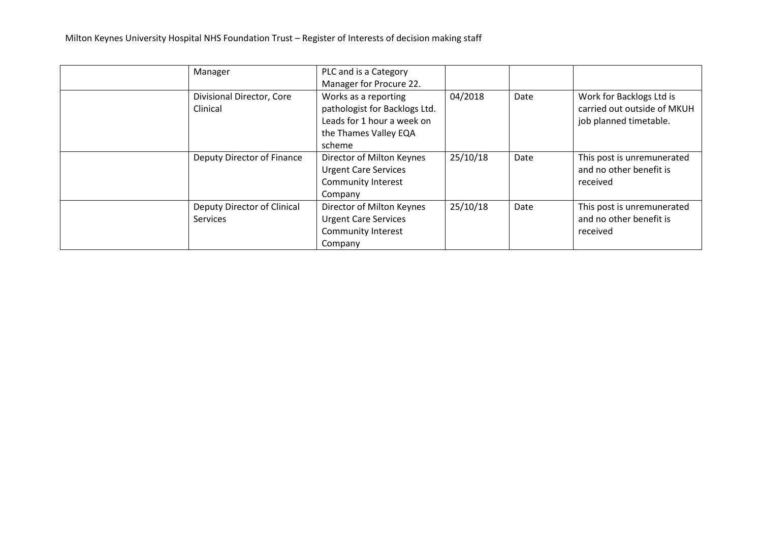| | | | | | |
|---|---|---|---|---|---|
| | Manager | PLC and is a Category Manager for Procure 22. | | | |
| | Divisional Director, Core Clinical | Works as a reporting pathologist for Backlogs Ltd. Leads for 1 hour a week on the Thames Valley EQA scheme | 04/2018 | Date | Work for Backlogs Ltd is carried out outside of MKUH job planned timetable. |
| | Deputy Director of Finance | Director of Milton Keynes Urgent Care Services Community Interest Company | 25/10/18 | Date | This post is unremunerated and no other benefit is received |
| | Deputy Director of Clinical Services | Director of Milton Keynes Urgent Care Services Community Interest Company | 25/10/18 | Date | This post is unremunerated and no other benefit is received |